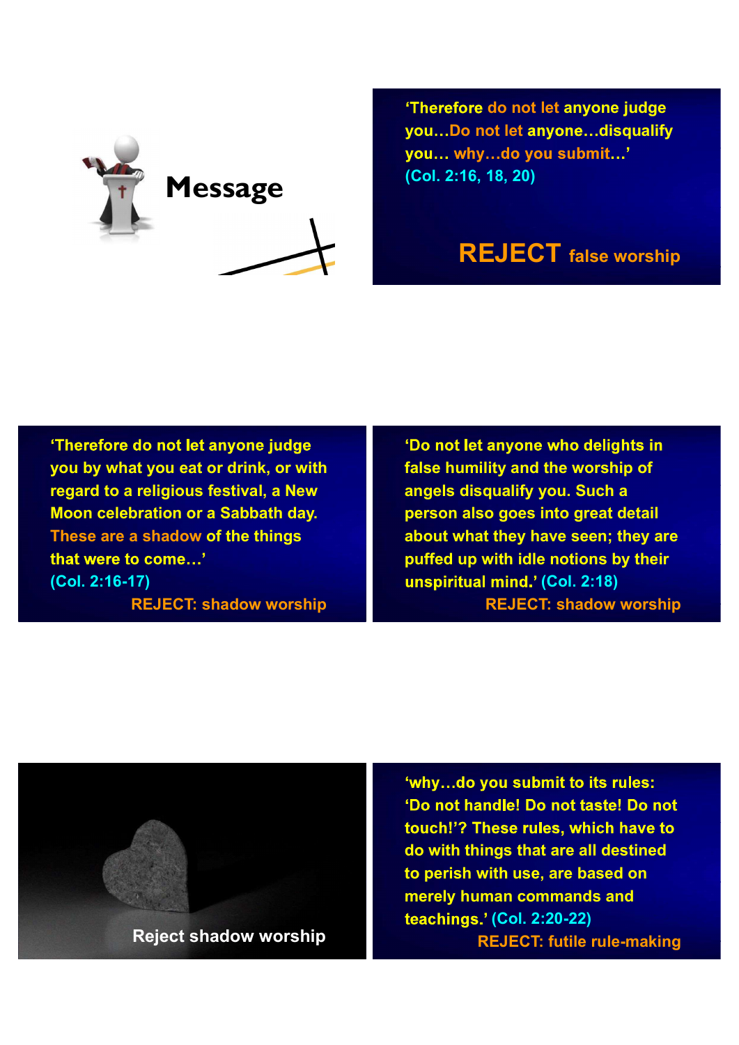# Message

'Therefore do not let anyone judge you…Do not let anyone…disqualify you… why…do you submit…' (Col. 2:16, 18, 20)

**REJECT** false worship

'Therefore do not let anyone judge you by what you eat or drink, or with regard to a religious festival, a New Moon celebration or a Sabbath day. These are a shadow of the things that were to come…' (Col. 2:16-17)

REJECT: shadow worship

'Do not let anyone who delights in false humility and the worship of angels disqualify you. Such a person also goes into great detail about what they have seen; they are puffed up with idle notions by their unspiritual mind.' (Col. 2:18)

REJECT: shadow worship

Reject shadow worship

'why…do you submit to its rules: 'Do not handle! Do not taste! Do not touch!'? These rules, which have to do with things that are all destined to perish with use, are based on merely human commands and teachings.' (Col. 2:20-22)

REJECT: futile rule-making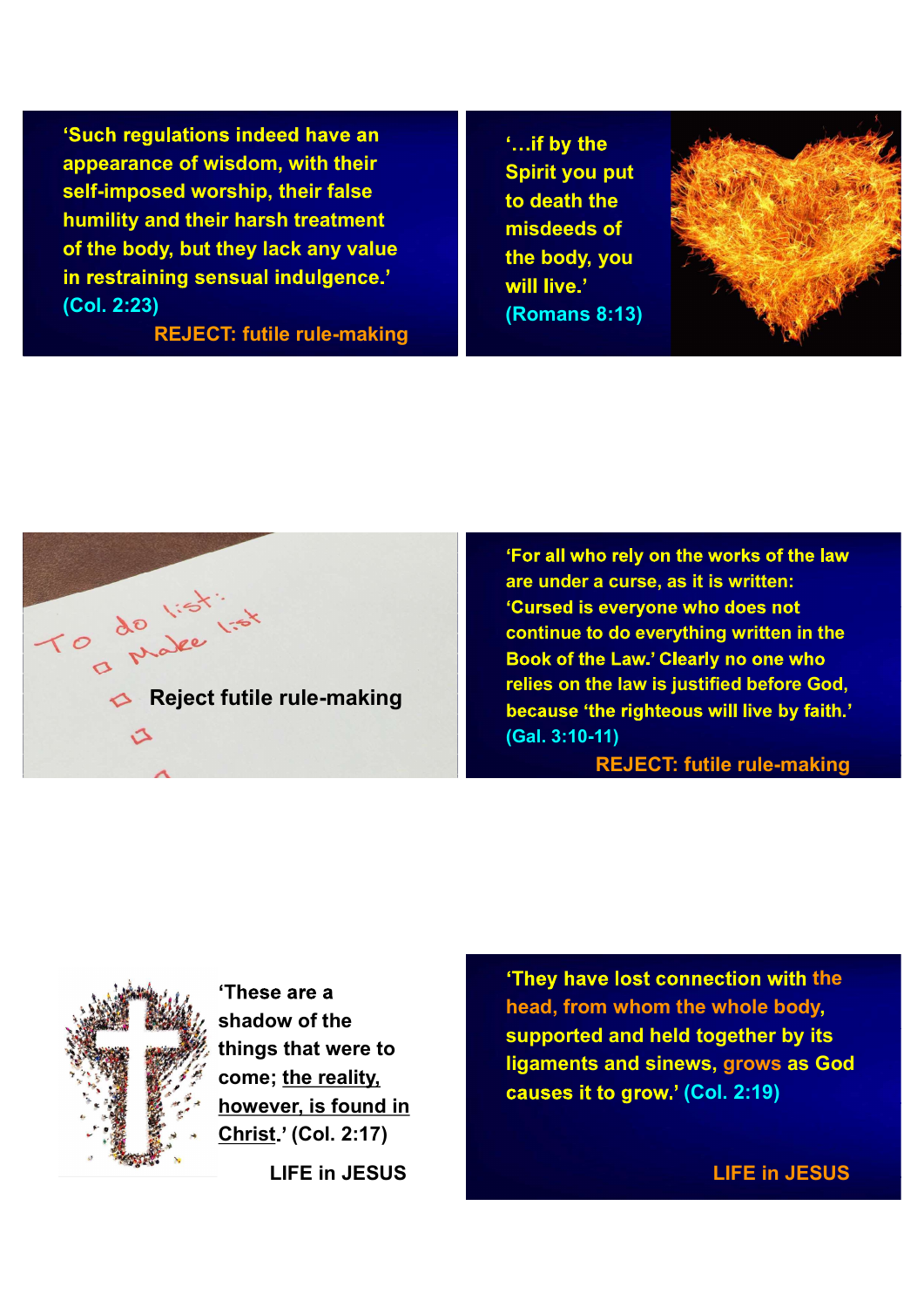'Such regulations indeed have an appearance of wisdom, with their self-imposed worship, their false humility and their harsh treatment of the body, but they lack any value in restraining sensual indulgence.' (Col. 2:23)

REJECT: futile rule-making

'…if by the Spirit you put to death the misdeeds of the body, you will live.' (Romans 8:13)

To do list:
- Make list
- Reject futile rule-making

'For all who rely on the works of the law are under a curse, as it is written: 'Cursed is everyone who does not continue to do everything written in the Book of the Law.' Clearly no one who relies on the law is justified before God, because 'the righteous will live by faith.' (Gal. 3:10-11)

REJECT: futile rule-making

'These are a shadow of the things that were to come; <u>the reality, however, is found in Christ</u>.' (Col. 2:17)

LIFE in JESUS

'They have lost connection with the head, from whom the whole body, supported and held together by its ligaments and sinews, grows as God causes it to grow.' (Col. 2:19)

LIFE in JESUS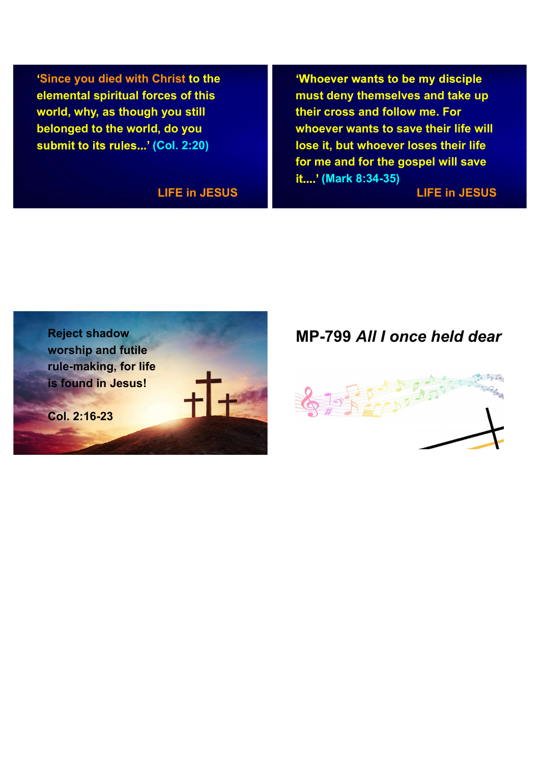'Since you died with Christ to the elemental spiritual forces of this world, why, as though you still belonged to the world, do you submit to its rules...' (Col. 2:20)

LIFE in JESUS

'Whoever wants to be my disciple must deny themselves and take up their cross and follow me. For whoever wants to save their life will lose it, but whoever loses their life for me and for the gospel will save it....' (Mark 8:34-35)

LIFE in JESUS

Reject shadow worship and futile rule-making, for life is found in Jesus!

Col. 2:16-23

**MP-799** ***All I once held dear***